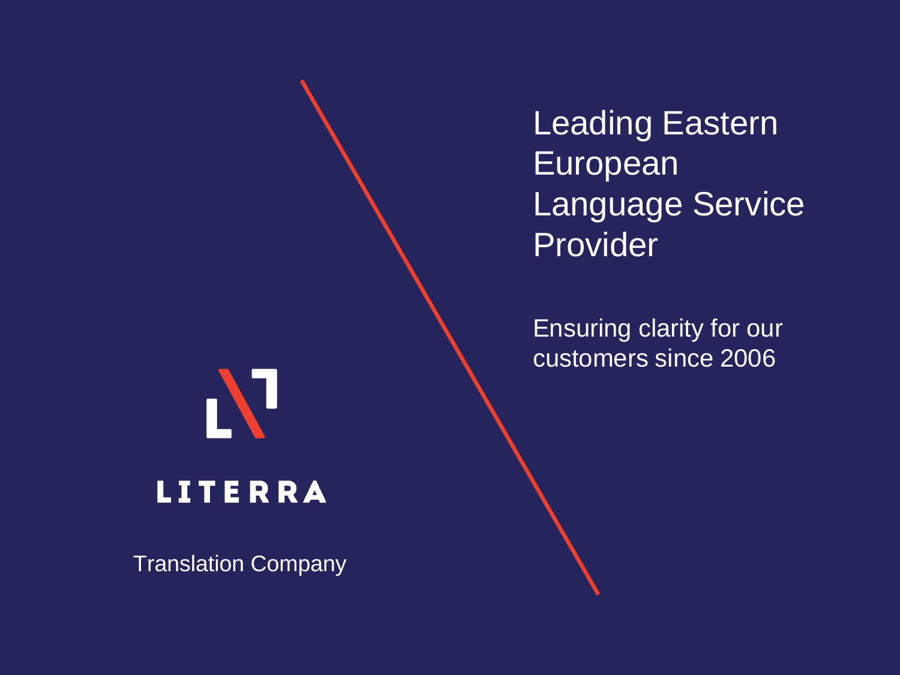LITERRA

Translation Company

# Leading Eastern European Language Service Provider

Ensuring clarity for our customers since 2006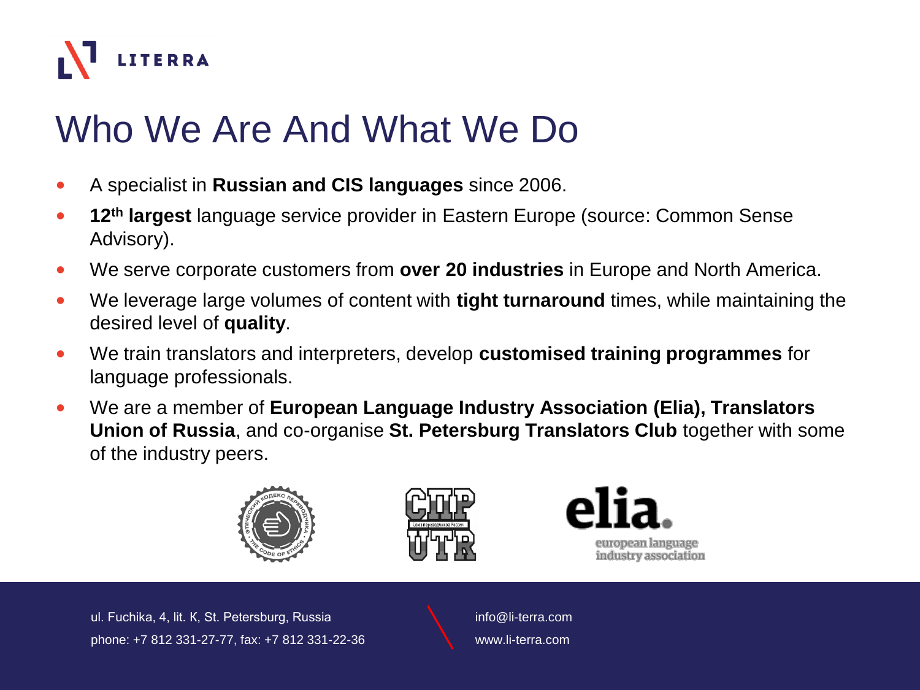# Who We Are And What We Do

- A specialist in **Russian and CIS languages** since 2006.
- **12th largest** language service provider in Eastern Europe (source: Common Sense Advisory).
- We serve corporate customers from **over 20 industries** in Europe and North America.
- We leverage large volumes of content with **tight turnaround** times, while maintaining the desired level of **quality**.
- We train translators and interpreters, develop **customised training programmes** for language professionals.
- We are a member of **European Language Industry Association (Elia), Translators Union of Russia**, and co-organise **St. Petersburg Translators Club** together with some of the industry peers.

ul. Fuchika, 4, lit. K, St. Petersburg, Russia
phone: +7 812 331-27-77, fax: +7 812 331-22-36

info@li-terra.com
www.li-terra.com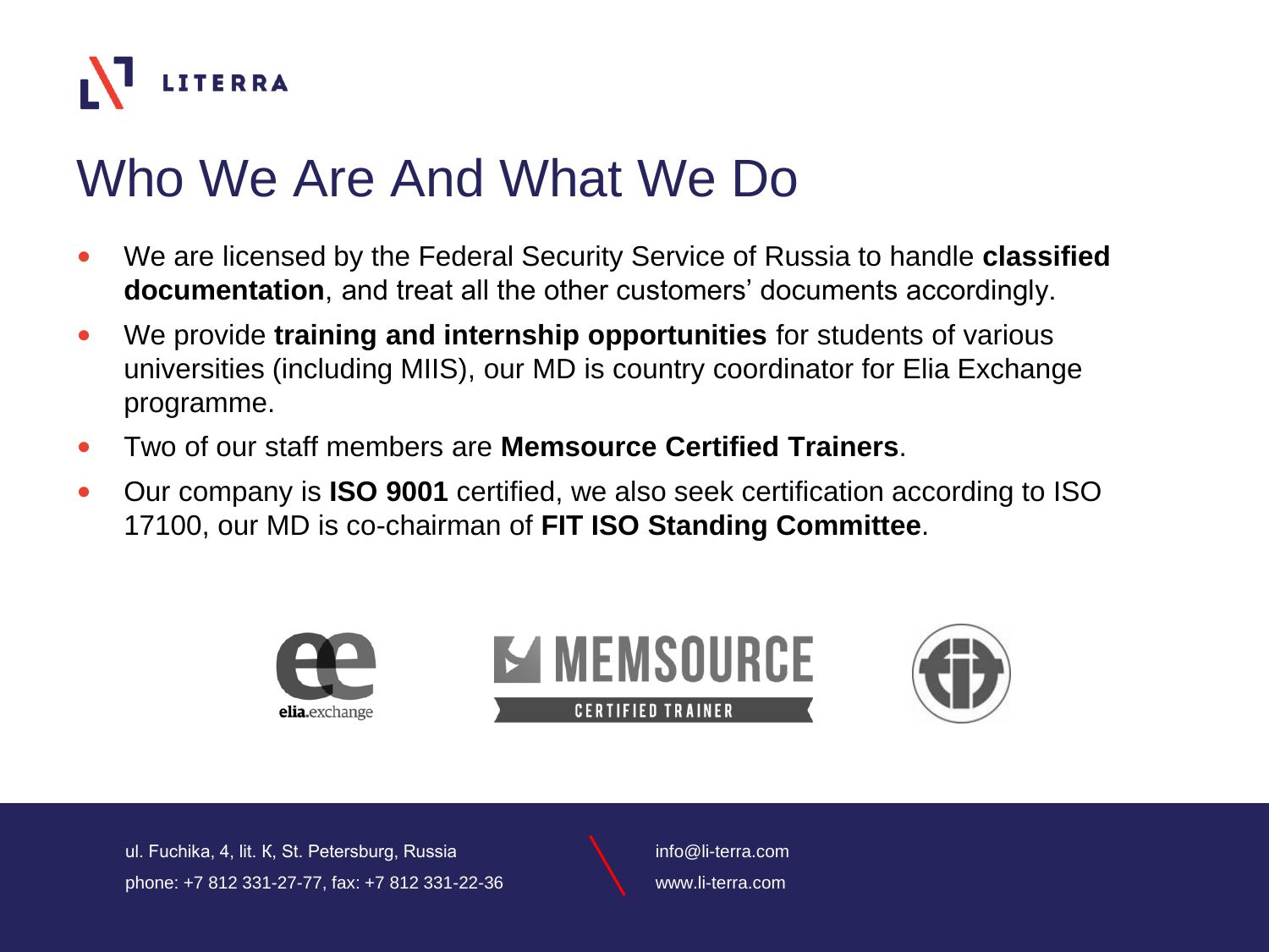# Who We Are And What We Do

- We are licensed by the Federal Security Service of Russia to handle **classified documentation**, and treat all the other customers' documents accordingly.
- We provide **training and internship opportunities** for students of various universities (including MIIS), our MD is country coordinator for Elia Exchange programme.
- Two of our staff members are **Memsource Certified Trainers**.
- Our company is **ISO 9001** certified, we also seek certification according to ISO 17100, our MD is co-chairman of **FIT ISO Standing Committee**.

ul. Fuchika, 4, lit. K, St. Petersburg, Russia
phone: +7 812 331-27-77, fax: +7 812 331-22-36

info@li-terra.com
www.li-terra.com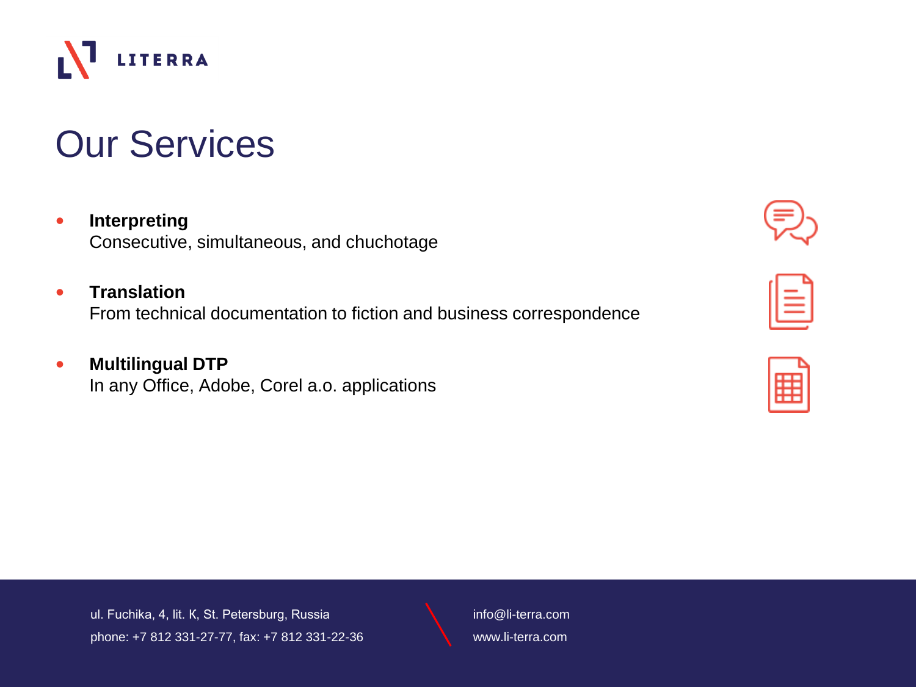# Our Services

- **Interpreting**
  Consecutive, simultaneous, and chuchotage

- **Translation**
  From technical documentation to fiction and business correspondence

- **Multilingual DTP**
  In any Office, Adobe, Corel a.o. applications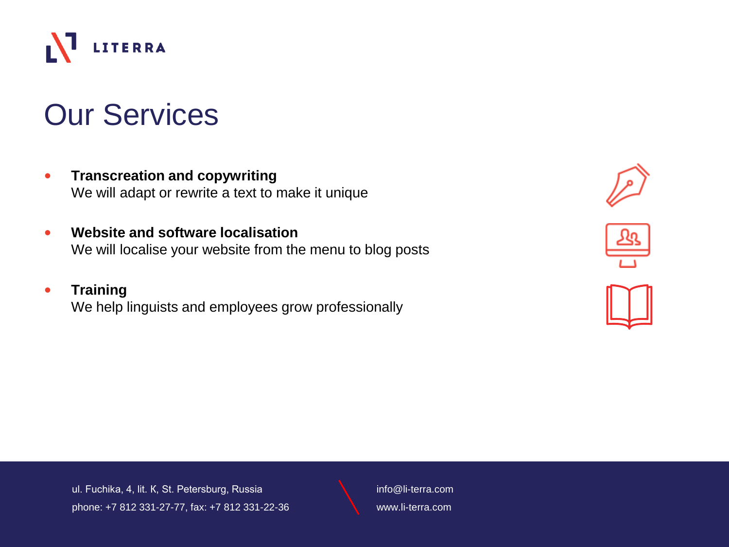# Our Services

- **Transcreation and copywriting**
  We will adapt or rewrite a text to make it unique

- **Website and software localisation**
  We will localise your website from the menu to blog posts

- **Training**
  We help linguists and employees grow professionally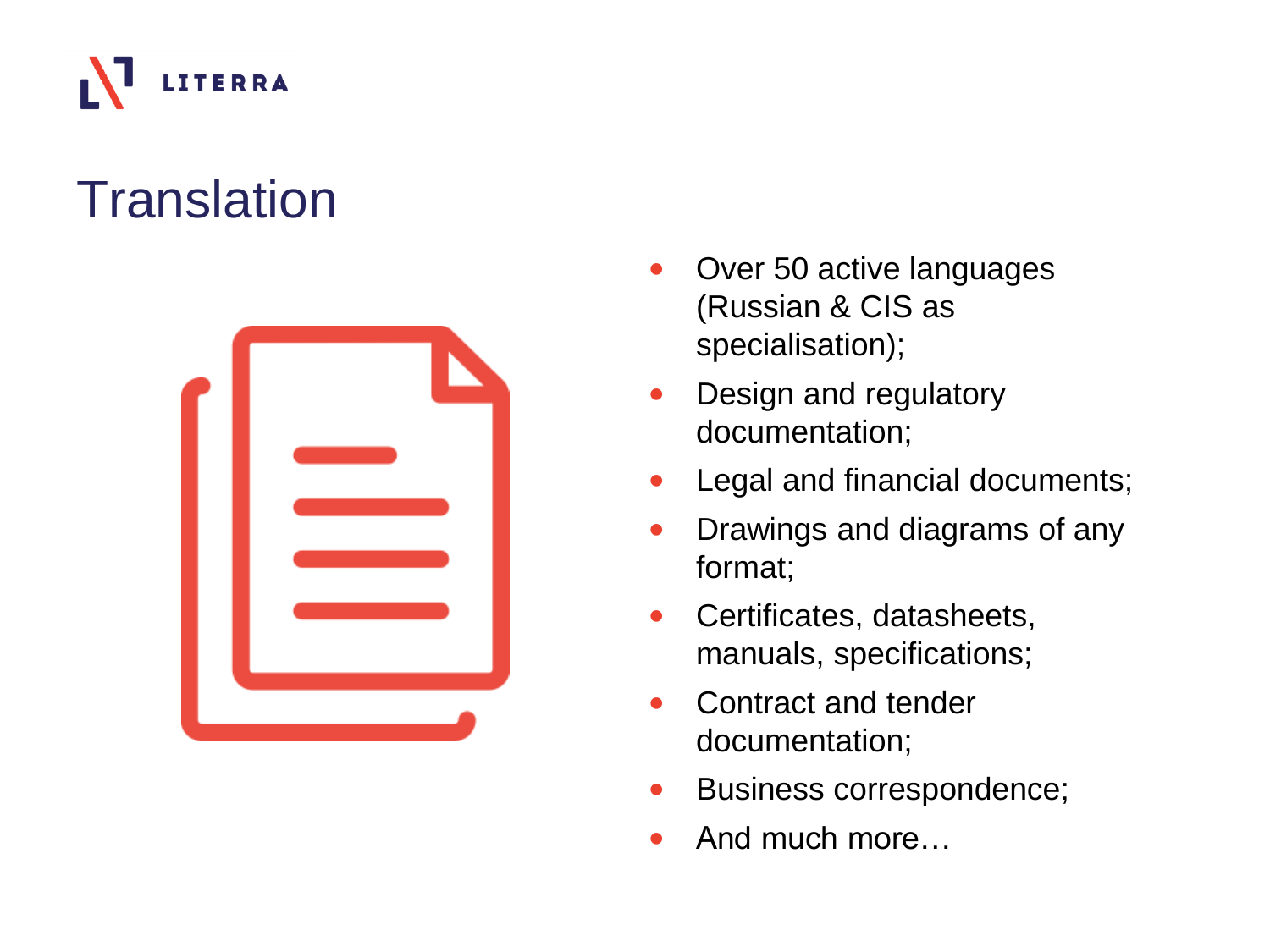# Translation

- Over 50 active languages (Russian & CIS as specialisation);
- Design and regulatory documentation;
- Legal and financial documents;
- Drawings and diagrams of any format;
- Certificates, datasheets, manuals, specifications;
- Contract and tender documentation;
- Business correspondence;
- And much more…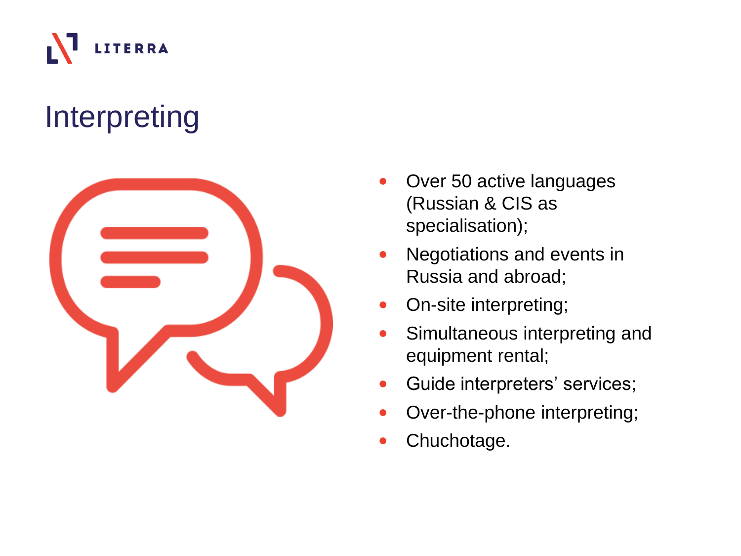# Interpreting

- Over 50 active languages (Russian & CIS as specialisation);
- Negotiations and events in Russia and abroad;
- On-site interpreting;
- Simultaneous interpreting and equipment rental;
- Guide interpreters' services;
- Over-the-phone interpreting;
- Chuchotage.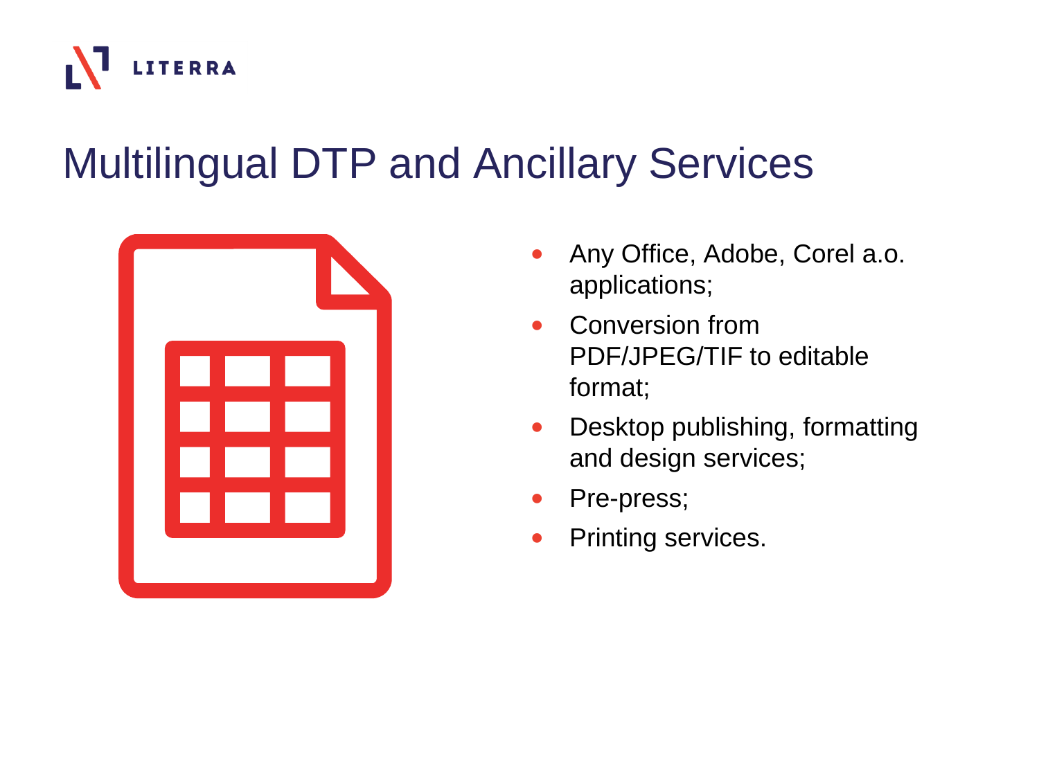# Multilingual DTP and Ancillary Services

- Any Office, Adobe, Corel a.o. applications;
- Conversion from PDF/JPEG/TIF to editable format;
- Desktop publishing, formatting and design services;
- Pre-press;
- Printing services.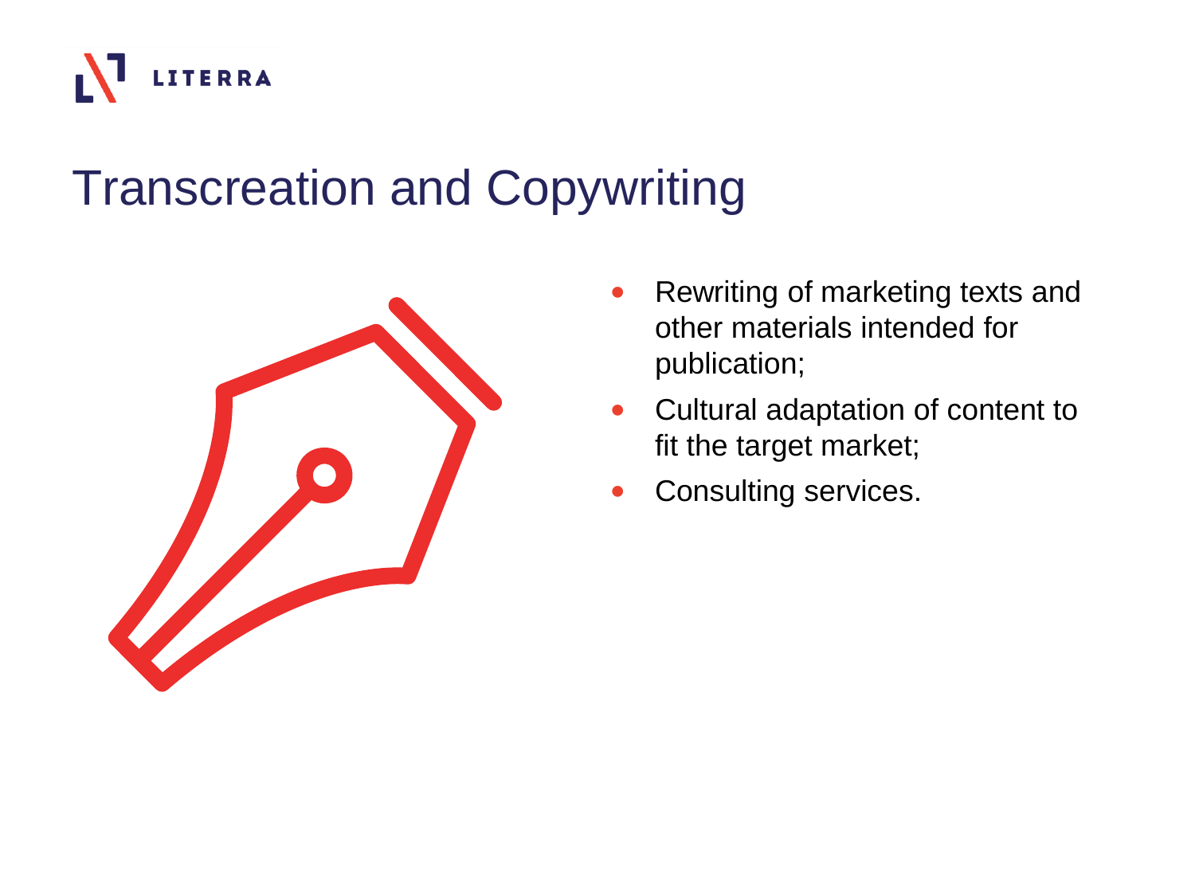# Transcreation and Copywriting

- Rewriting of marketing texts and other materials intended for publication;
- Cultural adaptation of content to fit the target market;
- Consulting services.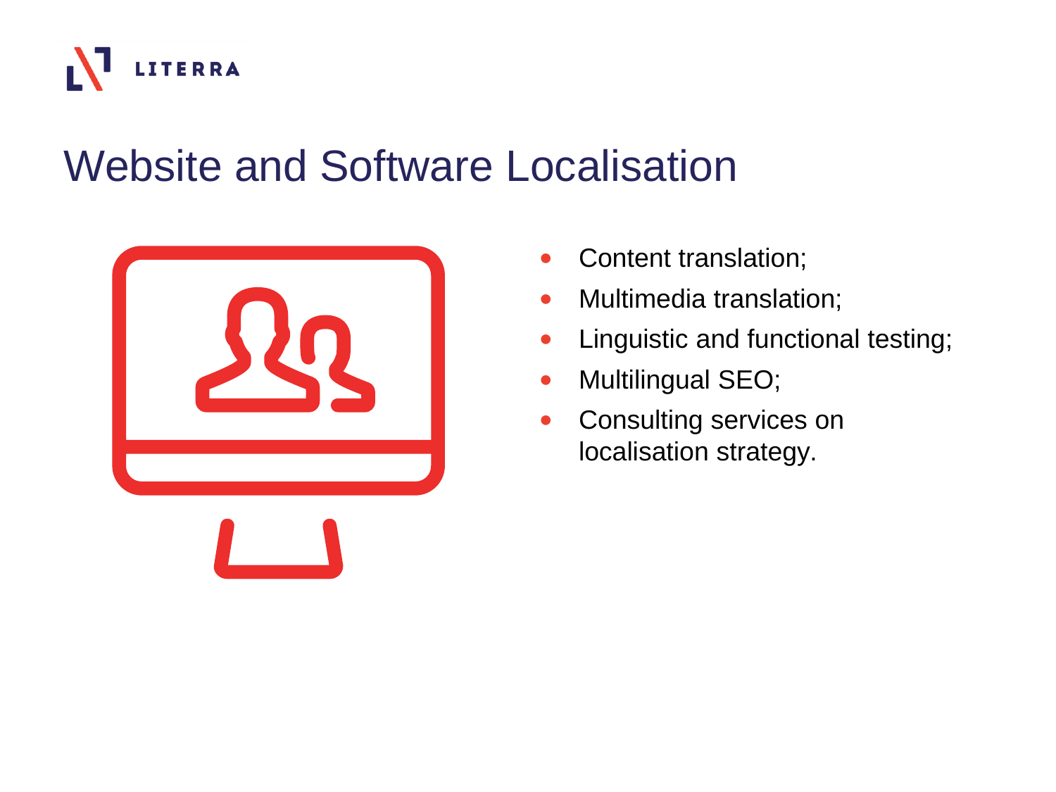# Website and Software Localisation

- Content translation;
- Multimedia translation;
- Linguistic and functional testing;
- Multilingual SEO;
- Consulting services on localisation strategy.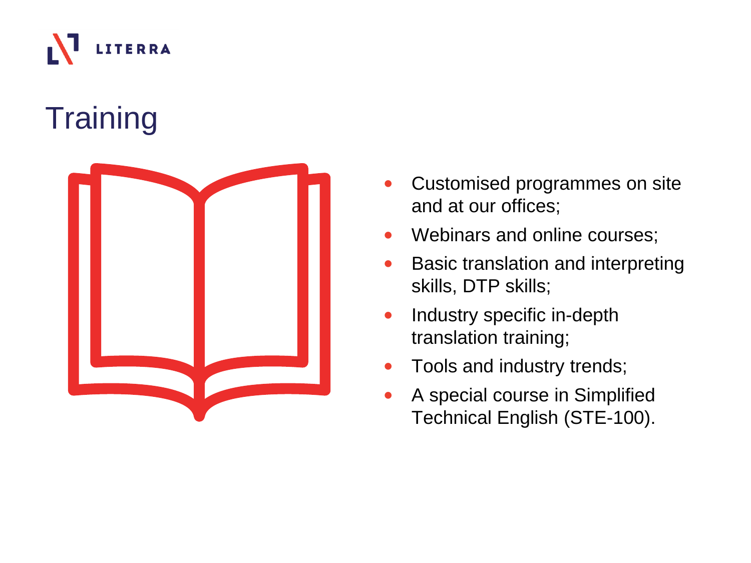# Training

- Customised programmes on site and at our offices;
- Webinars and online courses;
- Basic translation and interpreting skills, DTP skills;
- Industry specific in-depth translation training;
- Tools and industry trends;
- A special course in Simplified Technical English (STE-100).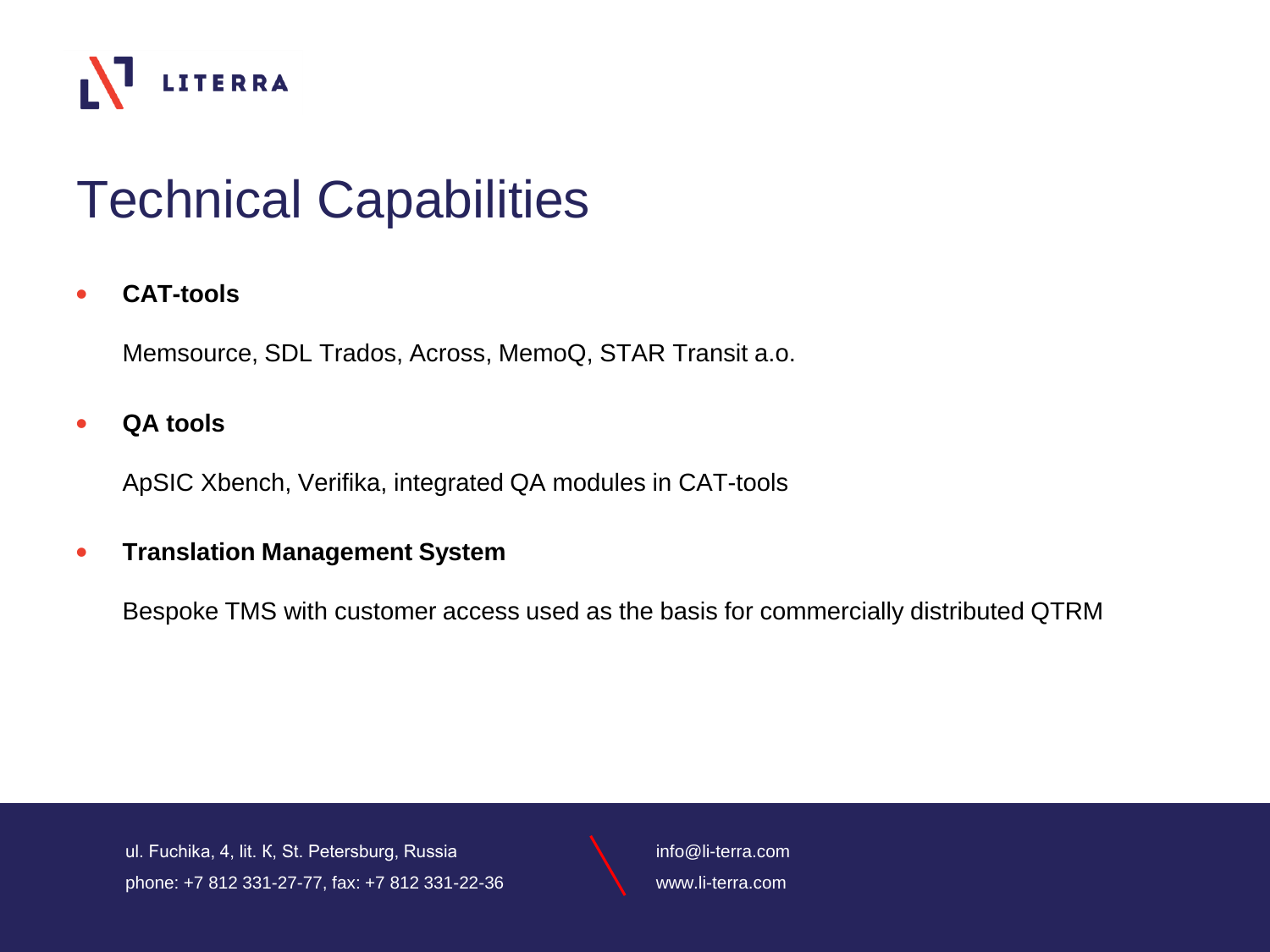# Technical Capabilities

- **CAT-tools**

  Memsource, SDL Trados, Across, MemoQ, STAR Transit a.o.

- **QA tools**

  ApSIC Xbench, Verifika, integrated QA modules in CAT-tools

- **Translation Management System**

  Bespoke TMS with customer access used as the basis for commercially distributed QTRM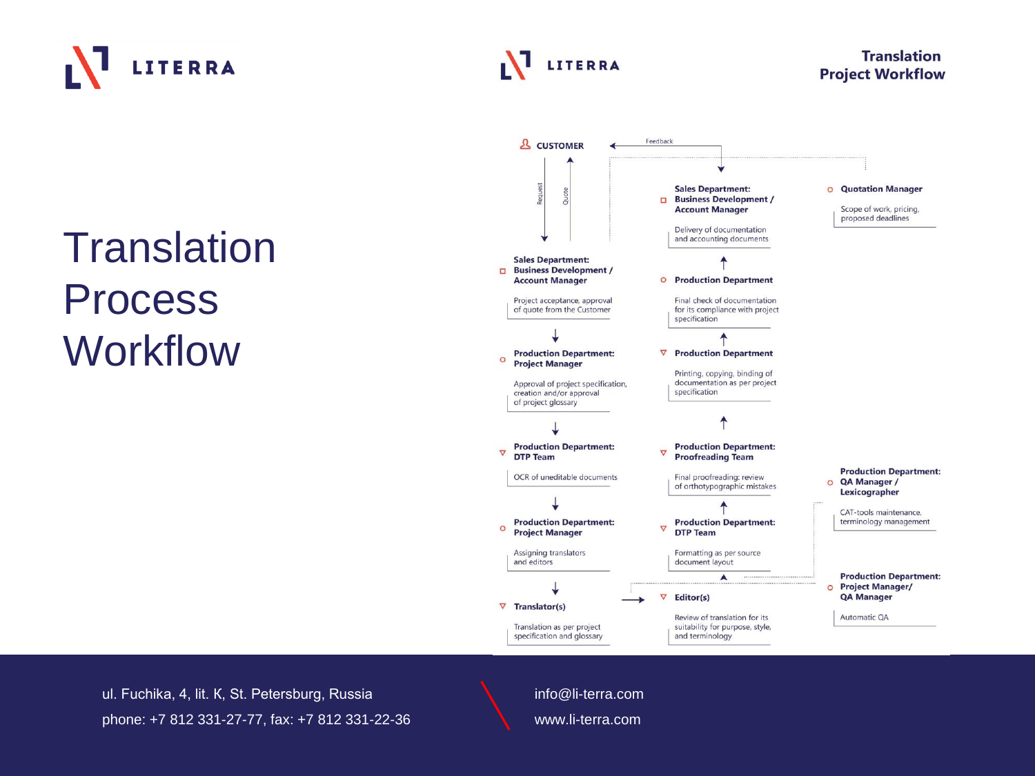LITERRA

# Translation Process Workflow

LITERRA

## Translation Project Workflow

**CUSTOMER**

Request / Quote / Feedback

**Sales Department: Business Development / Account Manager**

Project acceptance, approval of quote from the Customer

**Production Department: Project Manager**

Approval of project specification, creation and/or approval of project glossary

**Production Department: DTP Team**

OCR of uneditable documents

**Production Department: Project Manager**

Assigning translators and editors

**Translator(s)**

Translation as per project specification and glossary

**Editor(s)**

Review of translation for its suitability for purpose, style, and terminology

**Production Department: DTP Team**

Formatting as per source document layout

**Production Department: Proofreading Team**

Final proofreading: review of orthotypographic mistakes

**Production Department**

Printing, copying, binding of documentation as per project specification

**Production Department**

Final check of documentation for its compliance with project specification

**Sales Department: Business Development / Account Manager**

Delivery of documentation and accounting documents

**Quotation Manager**

Scope of work, pricing, proposed deadlines

**Production Department: QA Manager / Lexicographer**

CAT-tools maintenance, terminology management

**Production Department: Project Manager/ QA Manager**

Automatic QA

ul. Fuchika, 4, lit. K, St. Petersburg, Russia
phone: +7 812 331-27-77, fax: +7 812 331-22-36

info@li-terra.com
www.li-terra.com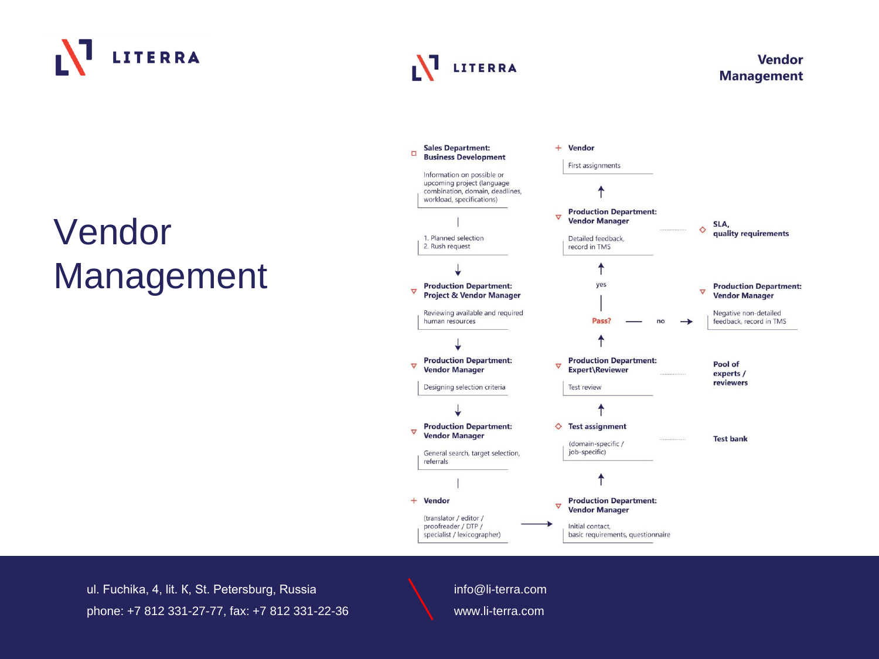# Vendor Management

## Vendor Management

**Sales Department: Business Development**

Information on possible or upcoming project (language combination, domain, deadlines, workload, specifications)

1. Planned selection
2. Rush request

**Production Department: Project & Vendor Manager**

Reviewing available and required human resources

**Production Department: Vendor Manager**

Designing selection criteria

**Production Department: Vendor Manager**

General search, target selection, referrals

**Vendor**

(translator / editor / proofreader / DTP / specialist / lexicographer)

→

**Production Department: Vendor Manager**

Initial contact, basic requirements, questionnaire

**Test assignment** ········ **Test bank**

(domain-specific / job-specific)

**Production Department: Expert\Reviewer** ········ **Pool of experts / reviewers**

Test review

**Pass?** — no → **Production Department: Vendor Manager**

Negative non-detailed feedback, record in TMS

yes

**Production Department: Vendor Manager** ········ **SLA, quality requirements**

Detailed feedback, record in TMS

**Vendor**

First assignments

ul. Fuchika, 4, lit. K, St. Petersburg, Russia
phone: +7 812 331-27-77, fax: +7 812 331-22-36

info@li-terra.com
www.li-terra.com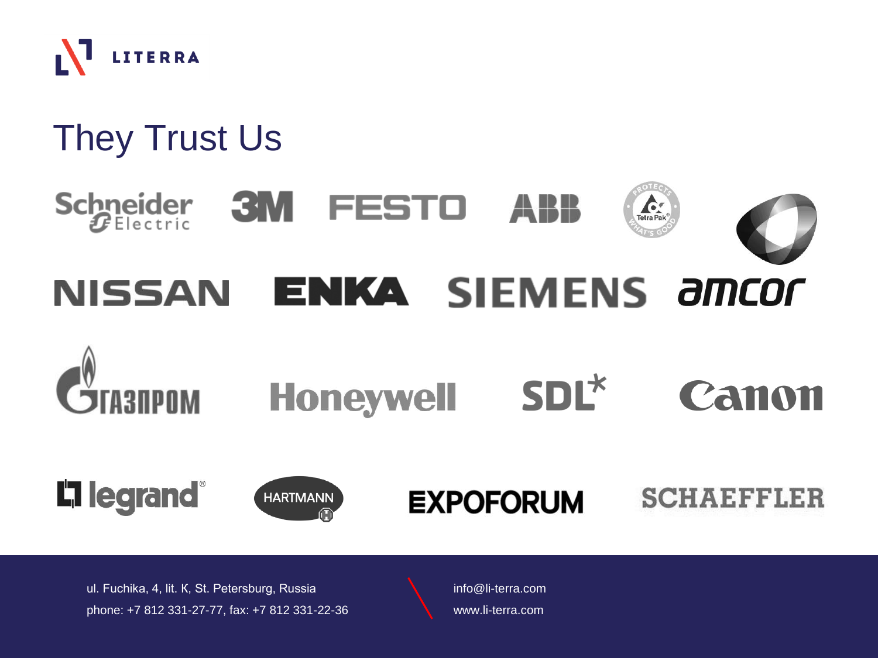LITERRA

# They Trust Us

Schneider Electric, 3M, FESTO, ABB, Tetra Pak, NISSAN, ENKA, SIEMENS, amcor, ГАЗПРОМ, Honeywell, SDL, Canon, legrand, HARTMANN, EXPOFORUM, SCHAEFFLER

ul. Fuchika, 4, lit. K, St. Petersburg, Russia
phone: +7 812 331-27-77, fax: +7 812 331-22-36

info@li-terra.com
www.li-terra.com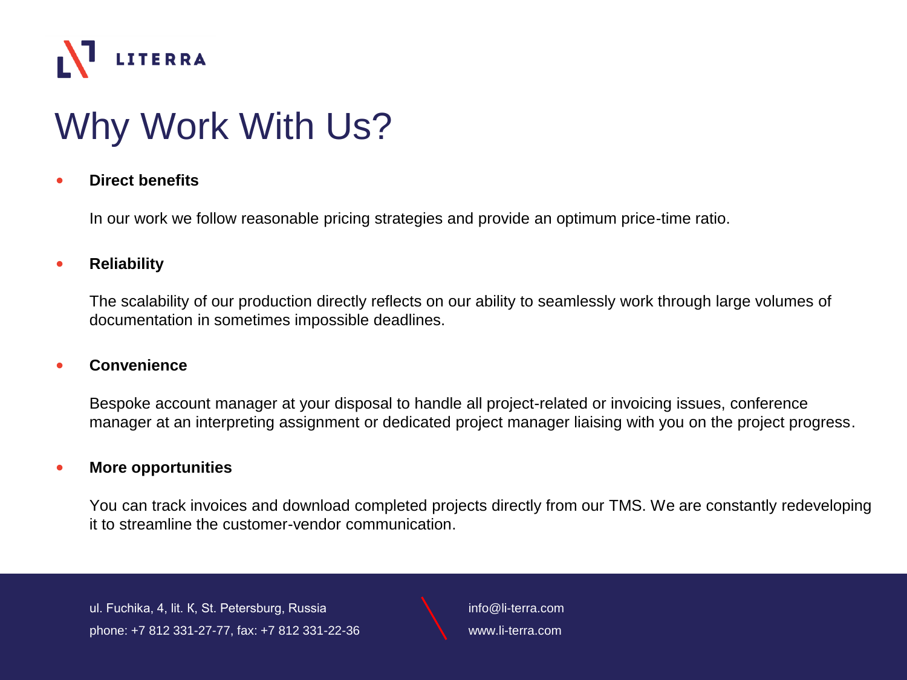# Why Work With Us?

- **Direct benefits**

  In our work we follow reasonable pricing strategies and provide an optimum price-time ratio.

- **Reliability**

  The scalability of our production directly reflects on our ability to seamlessly work through large volumes of documentation in sometimes impossible deadlines.

- **Convenience**

  Bespoke account manager at your disposal to handle all project-related or invoicing issues, conference manager at an interpreting assignment or dedicated project manager liaising with you on the project progress.

- **More opportunities**

  You can track invoices and download completed projects directly from our TMS. We are constantly redeveloping it to streamline the customer-vendor communication.

ul. Fuchika, 4, lit. K, St. Petersburg, Russia
phone: +7 812 331-27-77, fax: +7 812 331-22-36

info@li-terra.com
www.li-terra.com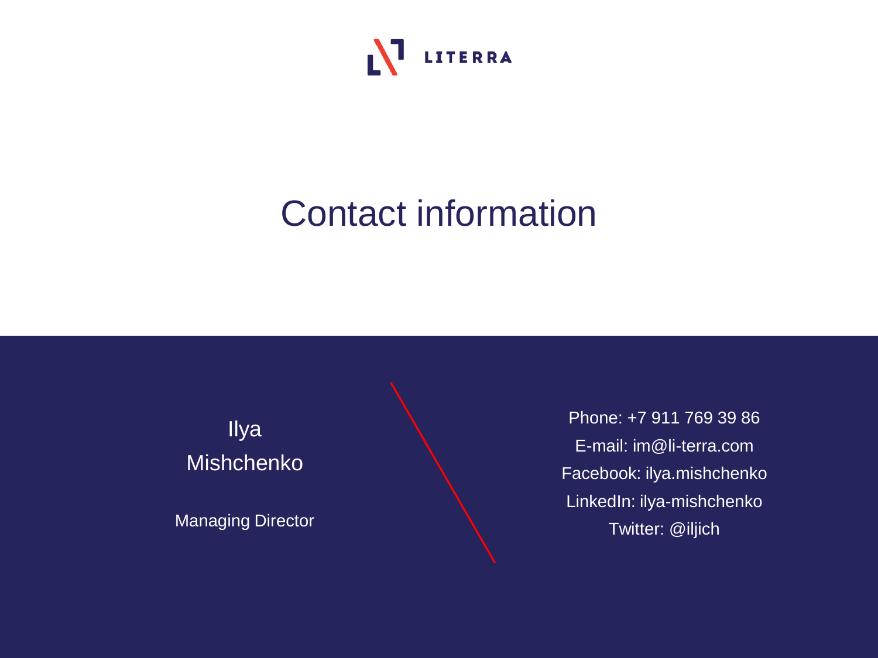LITERRA

# Contact information

Ilya
Mishchenko

Managing Director

Phone: +7 911 769 39 86
E-mail: im@li-terra.com
Facebook: ilya.mishchenko
LinkedIn: ilya-mishchenko
Twitter: @iljich